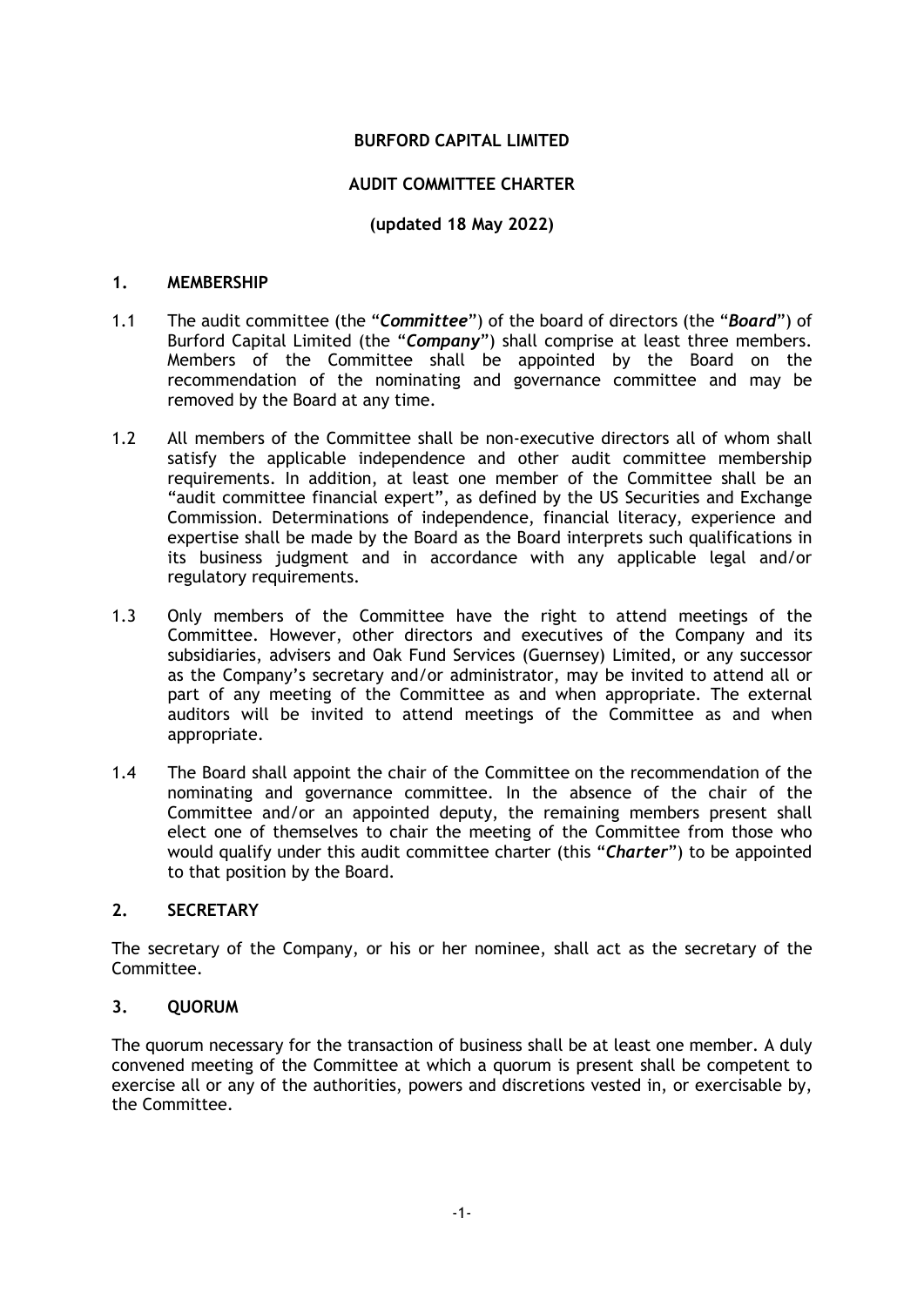**BURFORD CAPITAL LIMITED**

**AUDIT COMMITTEE CHARTER**

**(updated 18 May 2022)**

## 1. MEMBERSHIP

1.1 The audit committee (the "***Committee***") of the board of directors (the "***Board***") of Burford Capital Limited (the "***Company***") shall comprise at least three members. Members of the Committee shall be appointed by the Board on the recommendation of the nominating and governance committee and may be removed by the Board at any time.

1.2 All members of the Committee shall be non-executive directors all of whom shall satisfy the applicable independence and other audit committee membership requirements. In addition, at least one member of the Committee shall be an "audit committee financial expert", as defined by the US Securities and Exchange Commission. Determinations of independence, financial literacy, experience and expertise shall be made by the Board as the Board interprets such qualifications in its business judgment and in accordance with any applicable legal and/or regulatory requirements.

1.3 Only members of the Committee have the right to attend meetings of the Committee. However, other directors and executives of the Company and its subsidiaries, advisers and Oak Fund Services (Guernsey) Limited, or any successor as the Company's secretary and/or administrator, may be invited to attend all or part of any meeting of the Committee as and when appropriate. The external auditors will be invited to attend meetings of the Committee as and when appropriate.

1.4 The Board shall appoint the chair of the Committee on the recommendation of the nominating and governance committee. In the absence of the chair of the Committee and/or an appointed deputy, the remaining members present shall elect one of themselves to chair the meeting of the Committee from those who would qualify under this audit committee charter (this "***Charter***") to be appointed to that position by the Board.

## 2. SECRETARY

The secretary of the Company, or his or her nominee, shall act as the secretary of the Committee.

## 3. QUORUM

The quorum necessary for the transaction of business shall be at least one member. A duly convened meeting of the Committee at which a quorum is present shall be competent to exercise all or any of the authorities, powers and discretions vested in, or exercisable by, the Committee.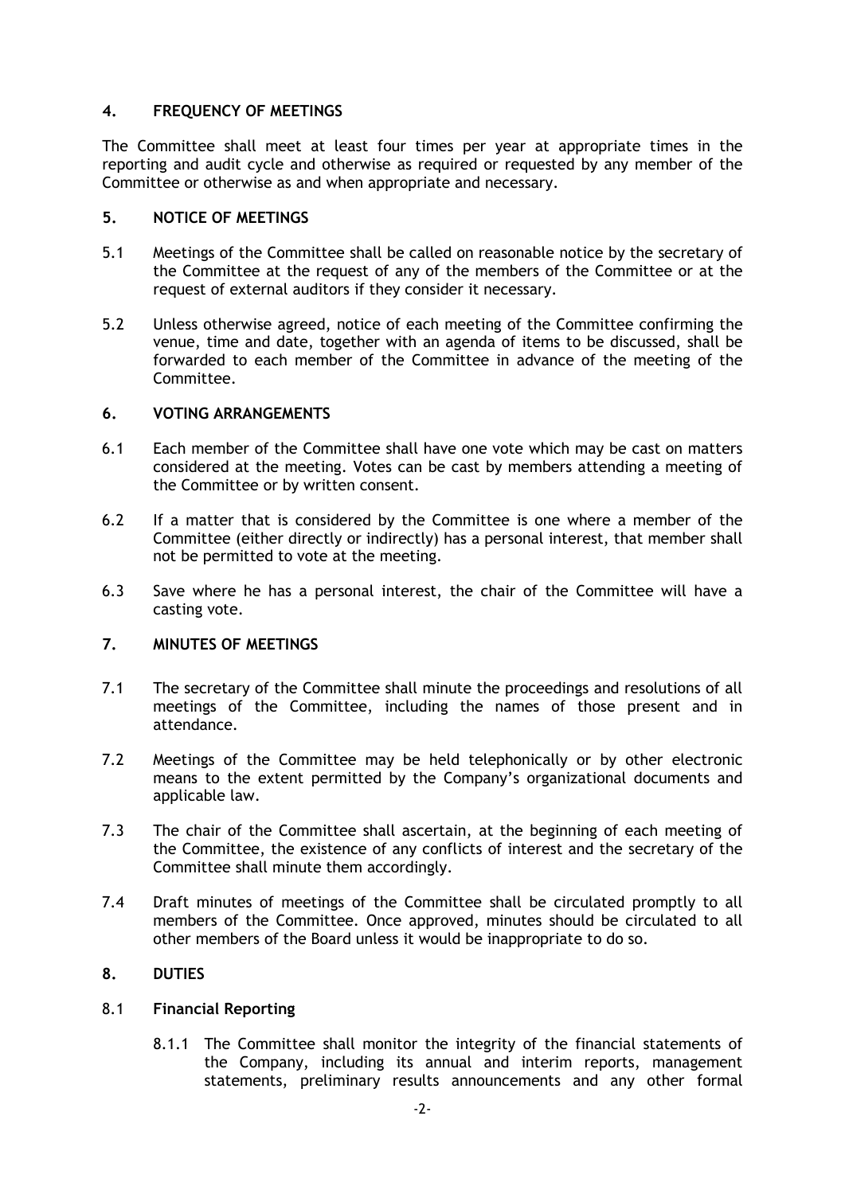## 4. FREQUENCY OF MEETINGS

The Committee shall meet at least four times per year at appropriate times in the reporting and audit cycle and otherwise as required or requested by any member of the Committee or otherwise as and when appropriate and necessary.

## 5. NOTICE OF MEETINGS

5.1 Meetings of the Committee shall be called on reasonable notice by the secretary of the Committee at the request of any of the members of the Committee or at the request of external auditors if they consider it necessary.

5.2 Unless otherwise agreed, notice of each meeting of the Committee confirming the venue, time and date, together with an agenda of items to be discussed, shall be forwarded to each member of the Committee in advance of the meeting of the Committee.

## 6. VOTING ARRANGEMENTS

6.1 Each member of the Committee shall have one vote which may be cast on matters considered at the meeting. Votes can be cast by members attending a meeting of the Committee or by written consent.

6.2 If a matter that is considered by the Committee is one where a member of the Committee (either directly or indirectly) has a personal interest, that member shall not be permitted to vote at the meeting.

6.3 Save where he has a personal interest, the chair of the Committee will have a casting vote.

## 7. MINUTES OF MEETINGS

7.1 The secretary of the Committee shall minute the proceedings and resolutions of all meetings of the Committee, including the names of those present and in attendance.

7.2 Meetings of the Committee may be held telephonically or by other electronic means to the extent permitted by the Company's organizational documents and applicable law.

7.3 The chair of the Committee shall ascertain, at the beginning of each meeting of the Committee, the existence of any conflicts of interest and the secretary of the Committee shall minute them accordingly.

7.4 Draft minutes of meetings of the Committee shall be circulated promptly to all members of the Committee. Once approved, minutes should be circulated to all other members of the Board unless it would be inappropriate to do so.

## 8. DUTIES

### 8.1 Financial Reporting

8.1.1 The Committee shall monitor the integrity of the financial statements of the Company, including its annual and interim reports, management statements, preliminary results announcements and any other formal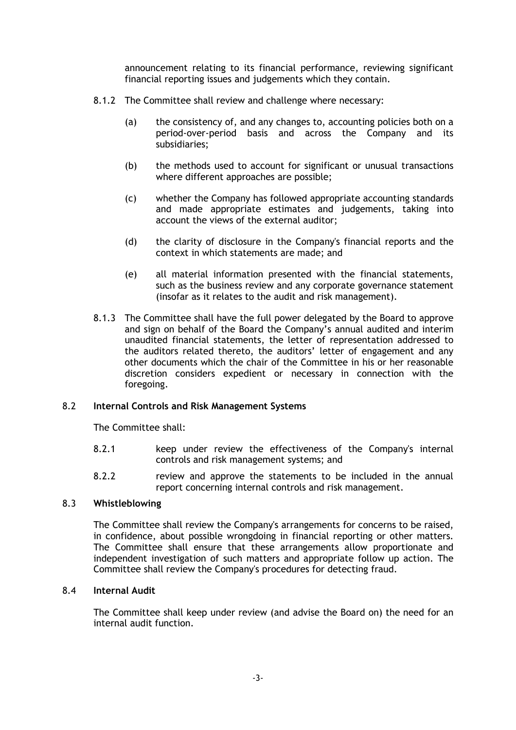announcement relating to its financial performance, reviewing significant financial reporting issues and judgements which they contain.

8.1.2 The Committee shall review and challenge where necessary:

(a) the consistency of, and any changes to, accounting policies both on a period-over-period basis and across the Company and its subsidiaries;

(b) the methods used to account for significant or unusual transactions where different approaches are possible;

(c) whether the Company has followed appropriate accounting standards and made appropriate estimates and judgements, taking into account the views of the external auditor;

(d) the clarity of disclosure in the Company's financial reports and the context in which statements are made; and

(e) all material information presented with the financial statements, such as the business review and any corporate governance statement (insofar as it relates to the audit and risk management).

8.1.3 The Committee shall have the full power delegated by the Board to approve and sign on behalf of the Board the Company's annual audited and interim unaudited financial statements, the letter of representation addressed to the auditors related thereto, the auditors' letter of engagement and any other documents which the chair of the Committee in his or her reasonable discretion considers expedient or necessary in connection with the foregoing.

## 8.2 **Internal Controls and Risk Management Systems**

The Committee shall:

8.2.1 keep under review the effectiveness of the Company's internal controls and risk management systems; and

8.2.2 review and approve the statements to be included in the annual report concerning internal controls and risk management.

## 8.3 **Whistleblowing**

The Committee shall review the Company's arrangements for concerns to be raised, in confidence, about possible wrongdoing in financial reporting or other matters. The Committee shall ensure that these arrangements allow proportionate and independent investigation of such matters and appropriate follow up action. The Committee shall review the Company's procedures for detecting fraud.

## 8.4 **Internal Audit**

The Committee shall keep under review (and advise the Board on) the need for an internal audit function.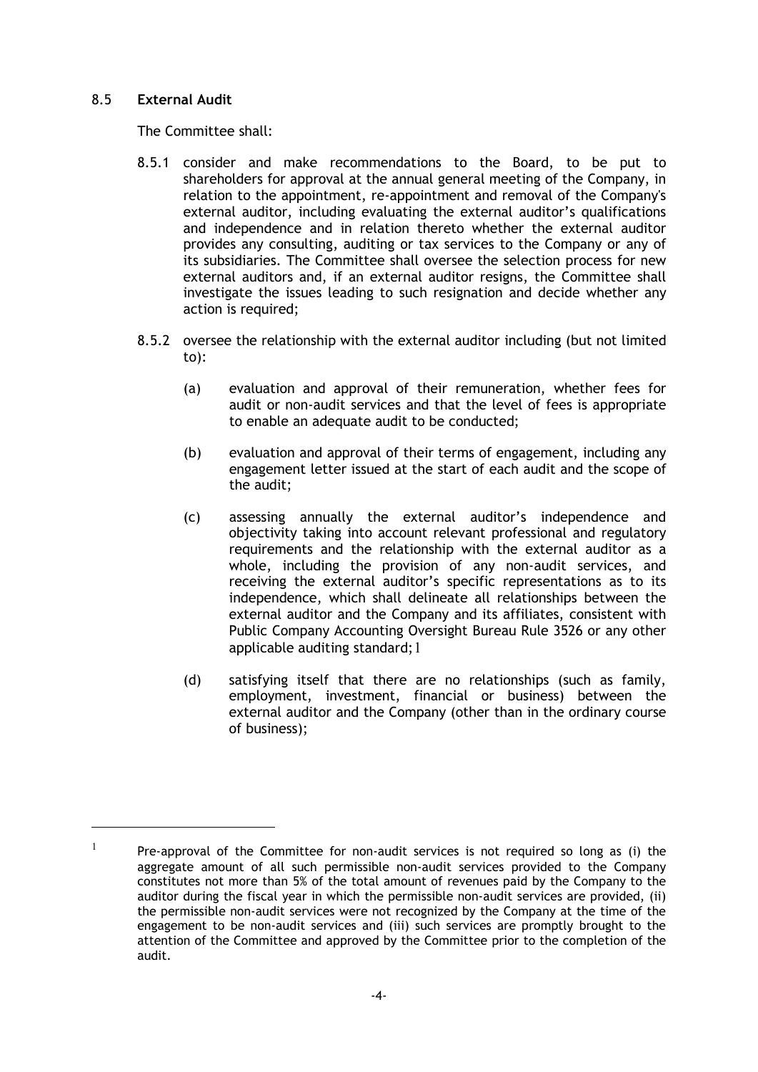## 8.5 **External Audit**

The Committee shall:

8.5.1 consider and make recommendations to the Board, to be put to shareholders for approval at the annual general meeting of the Company, in relation to the appointment, re-appointment and removal of the Company's external auditor, including evaluating the external auditor's qualifications and independence and in relation thereto whether the external auditor provides any consulting, auditing or tax services to the Company or any of its subsidiaries. The Committee shall oversee the selection process for new external auditors and, if an external auditor resigns, the Committee shall investigate the issues leading to such resignation and decide whether any action is required;

8.5.2 oversee the relationship with the external auditor including (but not limited to):

(a) evaluation and approval of their remuneration, whether fees for audit or non-audit services and that the level of fees is appropriate to enable an adequate audit to be conducted;

(b) evaluation and approval of their terms of engagement, including any engagement letter issued at the start of each audit and the scope of the audit;

(c) assessing annually the external auditor's independence and objectivity taking into account relevant professional and regulatory requirements and the relationship with the external auditor as a whole, including the provision of any non-audit services, and receiving the external auditor's specific representations as to its independence, which shall delineate all relationships between the external auditor and the Company and its affiliates, consistent with Public Company Accounting Oversight Bureau Rule 3526 or any other applicable auditing standard;[1]

(d) satisfying itself that there are no relationships (such as family, employment, investment, financial or business) between the external auditor and the Company (other than in the ordinary course of business);

---

[1] Pre-approval of the Committee for non-audit services is not required so long as (i) the aggregate amount of all such permissible non-audit services provided to the Company constitutes not more than 5% of the total amount of revenues paid by the Company to the auditor during the fiscal year in which the permissible non-audit services are provided, (ii) the permissible non-audit services were not recognized by the Company at the time of the engagement to be non-audit services and (iii) such services are promptly brought to the attention of the Committee and approved by the Committee prior to the completion of the audit.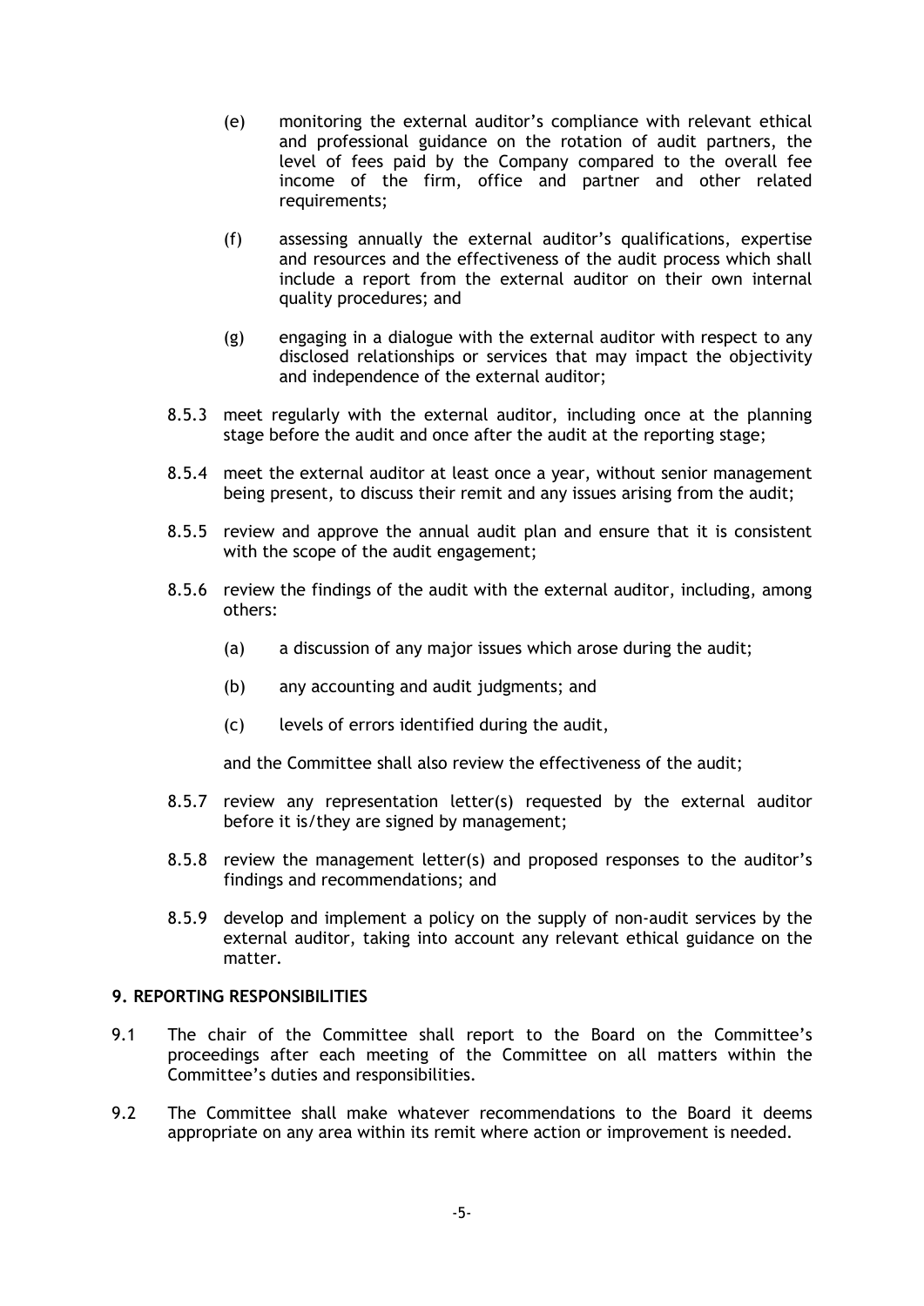(e) monitoring the external auditor's compliance with relevant ethical and professional guidance on the rotation of audit partners, the level of fees paid by the Company compared to the overall fee income of the firm, office and partner and other related requirements;

(f) assessing annually the external auditor's qualifications, expertise and resources and the effectiveness of the audit process which shall include a report from the external auditor on their own internal quality procedures; and

(g) engaging in a dialogue with the external auditor with respect to any disclosed relationships or services that may impact the objectivity and independence of the external auditor;

8.5.3 meet regularly with the external auditor, including once at the planning stage before the audit and once after the audit at the reporting stage;

8.5.4 meet the external auditor at least once a year, without senior management being present, to discuss their remit and any issues arising from the audit;

8.5.5 review and approve the annual audit plan and ensure that it is consistent with the scope of the audit engagement;

8.5.6 review the findings of the audit with the external auditor, including, among others:

(a) a discussion of any major issues which arose during the audit;

(b) any accounting and audit judgments; and

(c) levels of errors identified during the audit,

and the Committee shall also review the effectiveness of the audit;

8.5.7 review any representation letter(s) requested by the external auditor before it is/they are signed by management;

8.5.8 review the management letter(s) and proposed responses to the auditor's findings and recommendations; and

8.5.9 develop and implement a policy on the supply of non-audit services by the external auditor, taking into account any relevant ethical guidance on the matter.

**9. REPORTING RESPONSIBILITIES**

9.1 The chair of the Committee shall report to the Board on the Committee's proceedings after each meeting of the Committee on all matters within the Committee's duties and responsibilities.

9.2 The Committee shall make whatever recommendations to the Board it deems appropriate on any area within its remit where action or improvement is needed.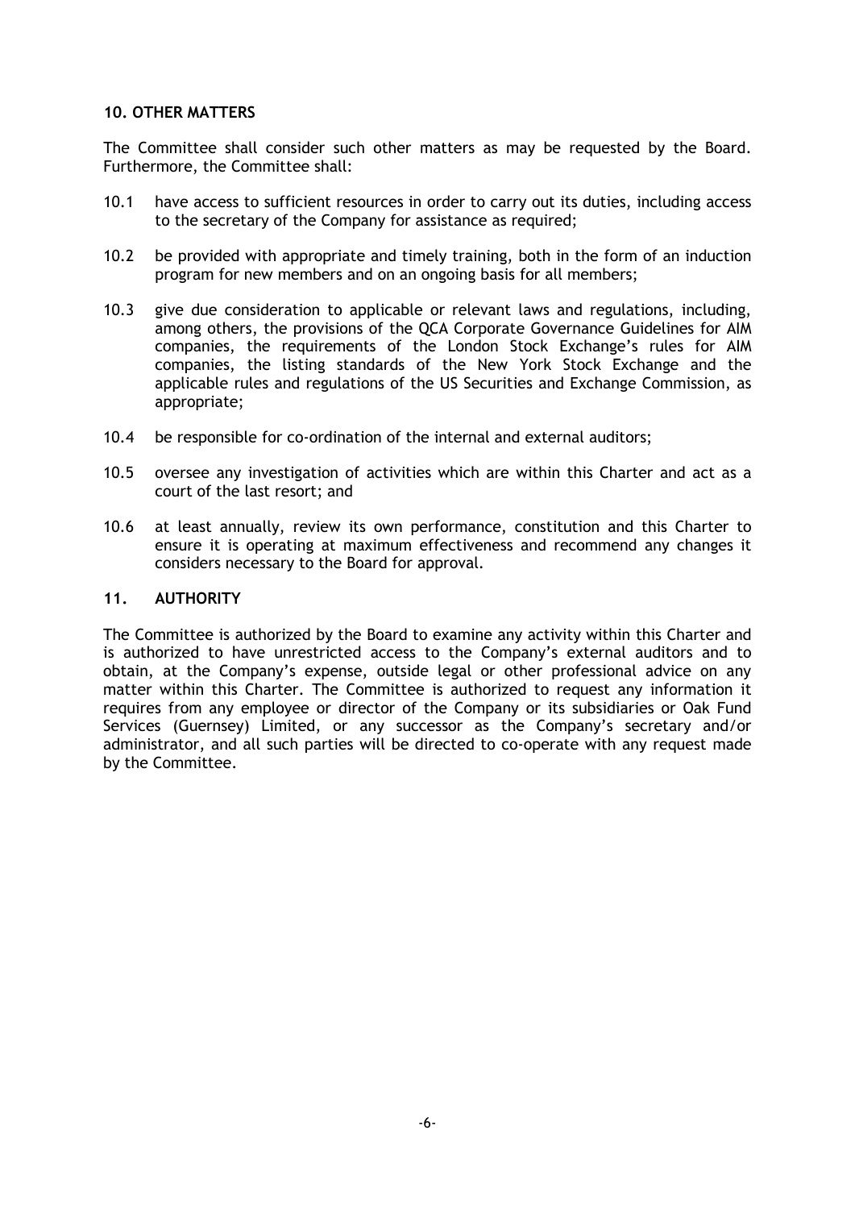## 10. OTHER MATTERS

The Committee shall consider such other matters as may be requested by the Board. Furthermore, the Committee shall:

10.1 have access to sufficient resources in order to carry out its duties, including access to the secretary of the Company for assistance as required;

10.2 be provided with appropriate and timely training, both in the form of an induction program for new members and on an ongoing basis for all members;

10.3 give due consideration to applicable or relevant laws and regulations, including, among others, the provisions of the QCA Corporate Governance Guidelines for AIM companies, the requirements of the London Stock Exchange's rules for AIM companies, the listing standards of the New York Stock Exchange and the applicable rules and regulations of the US Securities and Exchange Commission, as appropriate;

10.4 be responsible for co-ordination of the internal and external auditors;

10.5 oversee any investigation of activities which are within this Charter and act as a court of the last resort; and

10.6 at least annually, review its own performance, constitution and this Charter to ensure it is operating at maximum effectiveness and recommend any changes it considers necessary to the Board for approval.

## 11. AUTHORITY

The Committee is authorized by the Board to examine any activity within this Charter and is authorized to have unrestricted access to the Company's external auditors and to obtain, at the Company's expense, outside legal or other professional advice on any matter within this Charter. The Committee is authorized to request any information it requires from any employee or director of the Company or its subsidiaries or Oak Fund Services (Guernsey) Limited, or any successor as the Company's secretary and/or administrator, and all such parties will be directed to co-operate with any request made by the Committee.